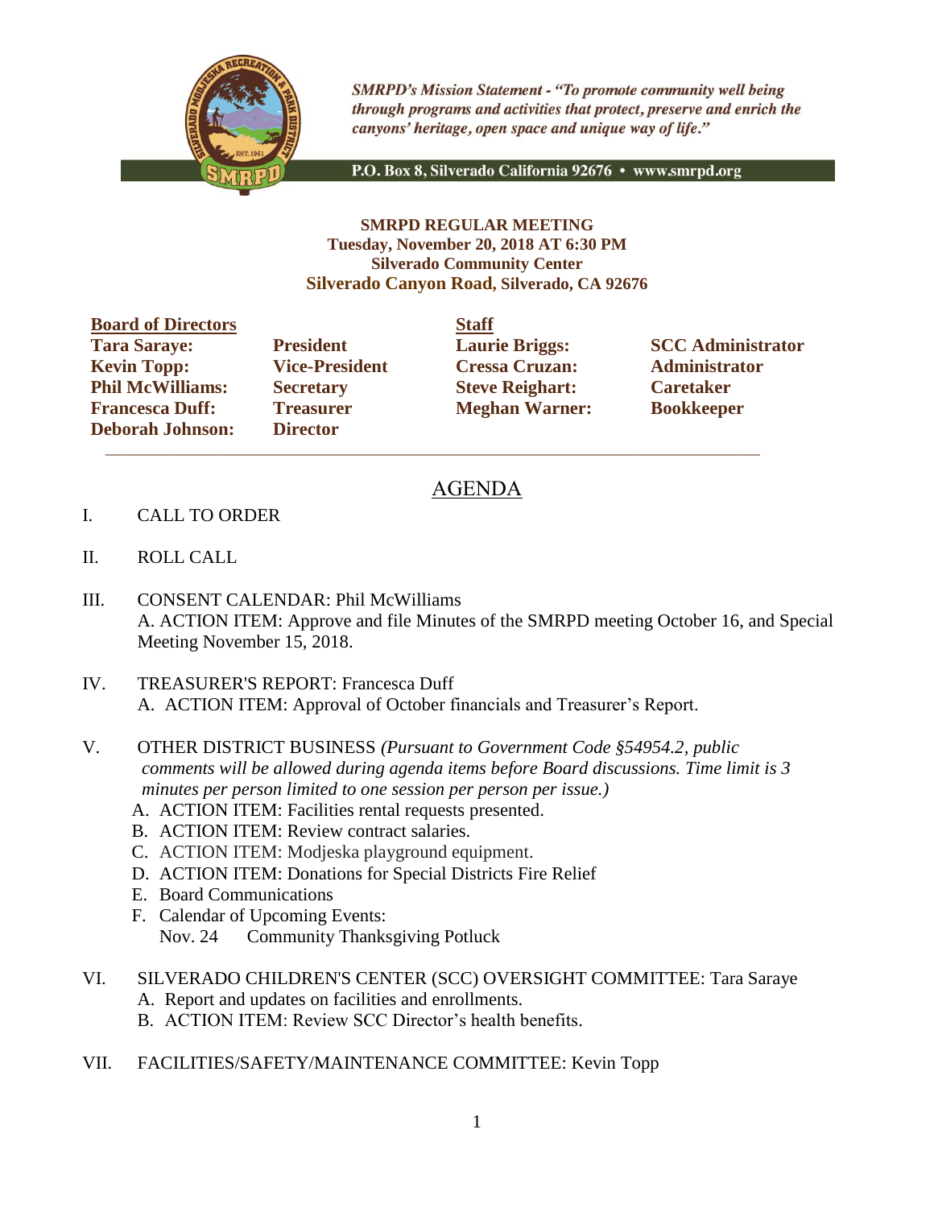*SMRPD's Mission Statement - "To promote community well being through programs and activities that protect, preserve and enrich the canyons' heritage, open space and unique way of life."*

P.O. Box 8, Silverado California 92676 • www.smrpd.org

**SMRPD REGULAR MEETING**
**Tuesday, November 20, 2018 AT 6:30 PM**
**Silverado Community Center**
**Silverado Canyon Road, Silverado, CA 92676**

| **Board of Directors** | | **Staff** | |
|---|---|---|---|
| **Tara Saraye:** | **President** | **Laurie Briggs:** | **SCC Administrator** |
| **Kevin Topp:** | **Vice-President** | **Cressa Cruzan:** | **Administrator** |
| **Phil McWilliams:** | **Secretary** | **Steve Reighart:** | **Caretaker** |
| **Francesca Duff:** | **Treasurer** | **Meghan Warner:** | **Bookkeeper** |
| **Deborah Johnson:** | **Director** | | |

## AGENDA

I. CALL TO ORDER

II. ROLL CALL

III. CONSENT CALENDAR: Phil McWilliams
  A. ACTION ITEM: Approve and file Minutes of the SMRPD meeting October 16, and Special Meeting November 15, 2018.

IV. TREASURER'S REPORT: Francesca Duff
  A. ACTION ITEM: Approval of October financials and Treasurer's Report.

V. OTHER DISTRICT BUSINESS *(Pursuant to Government Code §54954.2, public comments will be allowed during agenda items before Board discussions. Time limit is 3 minutes per person limited to one session per person per issue.)*
  A. ACTION ITEM: Facilities rental requests presented.
  B. ACTION ITEM: Review contract salaries.
  C. ACTION ITEM: Modjeska playground equipment.
  D. ACTION ITEM: Donations for Special Districts Fire Relief
  E. Board Communications
  F. Calendar of Upcoming Events:
    Nov. 24 Community Thanksgiving Potluck

VI. SILVERADO CHILDREN'S CENTER (SCC) OVERSIGHT COMMITTEE: Tara Saraye
  A. Report and updates on facilities and enrollments.
  B. ACTION ITEM: Review SCC Director's health benefits.

VII. FACILITIES/SAFETY/MAINTENANCE COMMITTEE: Kevin Topp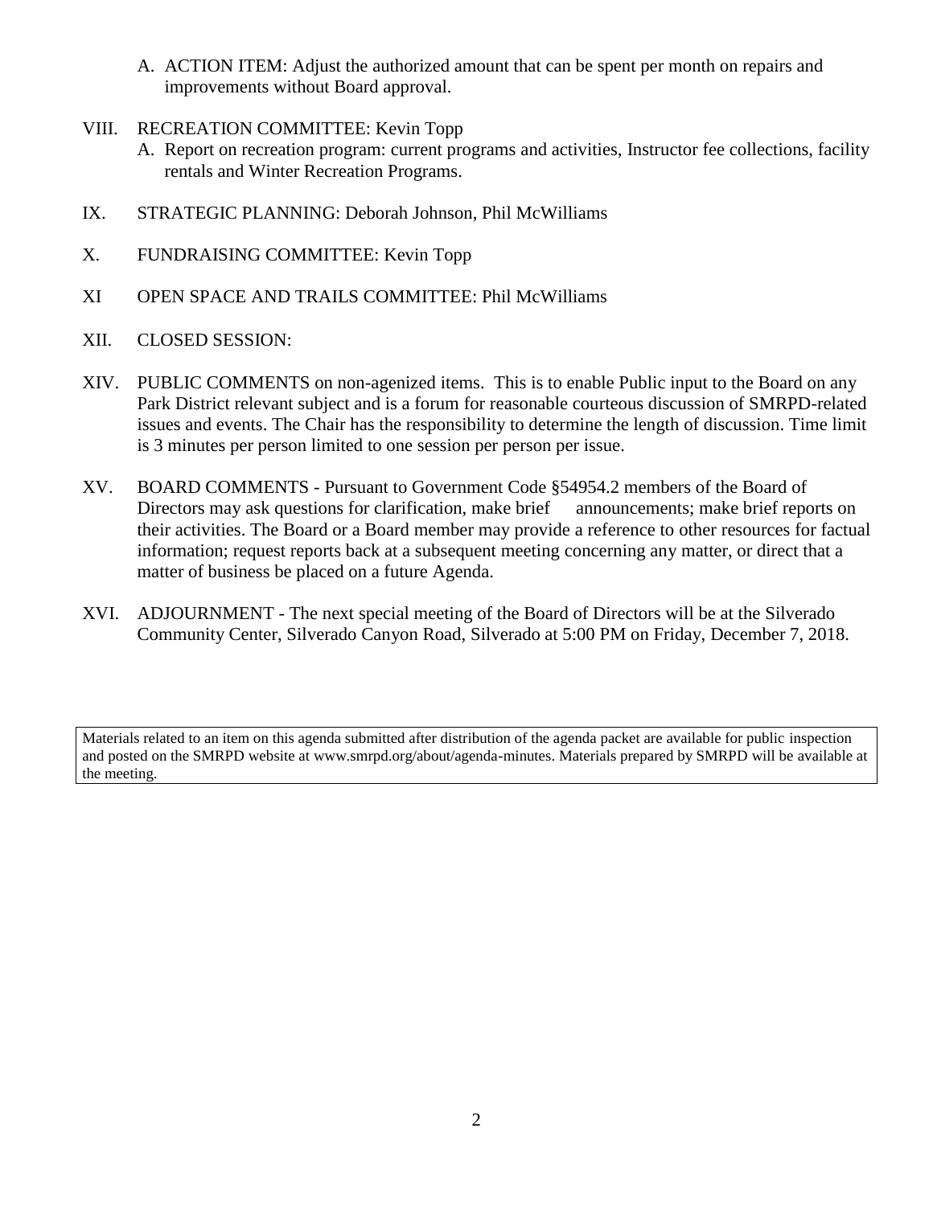A. ACTION ITEM: Adjust the authorized amount that can be spent per month on repairs and improvements without Board approval.

VIII. RECREATION COMMITTEE: Kevin Topp

A. Report on recreation program: current programs and activities, Instructor fee collections, facility rentals and Winter Recreation Programs.

IX. STRATEGIC PLANNING: Deborah Johnson, Phil McWilliams

X. FUNDRAISING COMMITTEE: Kevin Topp

XI OPEN SPACE AND TRAILS COMMITTEE: Phil McWilliams

XII. CLOSED SESSION:

XIV. PUBLIC COMMENTS on non-agenized items. This is to enable Public input to the Board on any Park District relevant subject and is a forum for reasonable courteous discussion of SMRPD-related issues and events. The Chair has the responsibility to determine the length of discussion. Time limit is 3 minutes per person limited to one session per person per issue.

XV. BOARD COMMENTS - Pursuant to Government Code §54954.2 members of the Board of Directors may ask questions for clarification, make brief announcements; make brief reports on their activities. The Board or a Board member may provide a reference to other resources for factual information; request reports back at a subsequent meeting concerning any matter, or direct that a matter of business be placed on a future Agenda.

XVI. ADJOURNMENT - The next special meeting of the Board of Directors will be at the Silverado Community Center, Silverado Canyon Road, Silverado at 5:00 PM on Friday, December 7, 2018.

Materials related to an item on this agenda submitted after distribution of the agenda packet are available for public inspection and posted on the SMRPD website at www.smrpd.org/about/agenda-minutes. Materials prepared by SMRPD will be available at the meeting.